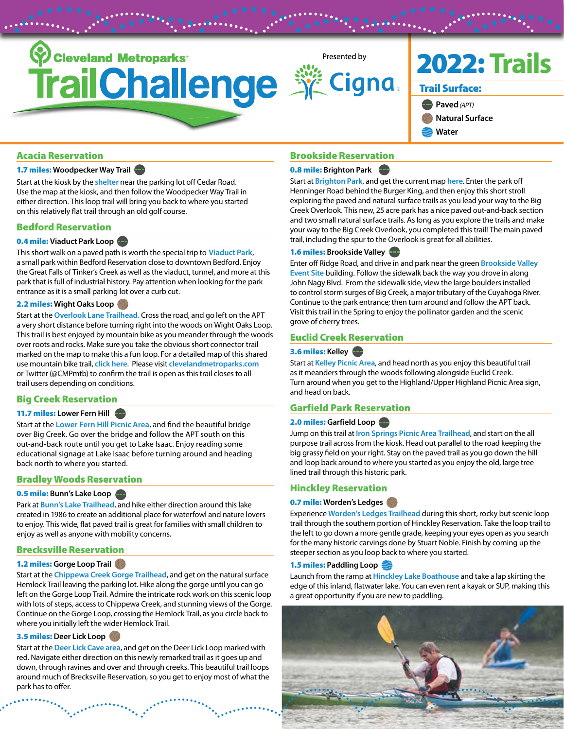# Cleveland Metroparks TrailChallenge

Presented by Cigna

# 2022: Trails

**Trail Surface:**

- Paved *(APT)*
- Natural Surface
- Water

## Acacia Reservation

**1.7 miles:** Woodpecker Way Trail

Start at the kiosk by the shelter near the parking lot off Cedar Road. Use the map at the kiosk, and then follow the Woodpecker Way Trail in either direction. This loop trail will bring you back to where you started on this relatively flat trail through an old golf course.

## Bedford Reservation

**0.4 mile:** Viaduct Park Loop

This short walk on a paved path is worth the special trip to Viaduct Park, a small park within Bedford Reservation close to downtown Bedford. Enjoy the Great Falls of Tinker's Creek as well as the viaduct, tunnel, and more at this park that is full of industrial history. Pay attention when looking for the park entrance as it is a small parking lot over a curb cut.

**2.2 miles:** Wight Oaks Loop

Start at the Overlook Lane Trailhead. Cross the road, and go left on the APT a very short distance before turning right into the woods on Wight Oaks Loop. This trail is best enjoyed by mountain bike as you meander through the woods over roots and rocks. Make sure you take the obvious short connector trail marked on the map to make this a fun loop. For a detailed map of this shared use mountain bike trail, click here. Please visit clevelandmetroparks.com or Twitter (@CMPmtb) to confirm the trail is open as this trail closes to all trail users depending on conditions.

## Big Creek Reservation

**11.7 miles:** Lower Fern Hill

Start at the Lower Fern Hill Picnic Area, and find the beautiful bridge over Big Creek. Go over the bridge and follow the APT south on this out-and-back route until you get to Lake Isaac. Enjoy reading some educational signage at Lake Isaac before turning around and heading back north to where you started.

## Bradley Woods Reservation

**0.5 mile:** Bunn's Lake Loop

Park at Bunn's Lake Trailhead, and hike either direction around this lake created in 1986 to create an additional place for waterfowl and nature lovers to enjoy. This wide, flat paved trail is great for families with small children to enjoy as well as anyone with mobility concerns.

## Brecksville Reservation

**1.2 miles:** Gorge Loop Trail

Start at the Chippewa Creek Gorge Trailhead, and get on the natural surface Hemlock Trail leaving the parking lot. Hike along the gorge until you can go left on the Gorge Loop Trail. Admire the intricate rock work on this scenic loop with lots of steps, access to Chippewa Creek, and stunning views of the Gorge. Continue on the Gorge Loop, crossing the Hemlock Trail, as you circle back to where you initially left the wider Hemlock Trail.

**3.5 miles:** Deer Lick Loop

Start at the Deer Lick Cave area, and get on the Deer Lick Loop marked with red. Navigate either direction on this newly remarked trail as it goes up and down, through ravines and over and through creeks. This beautiful trail loops around much of Brecksville Reservation, so you get to enjoy most of what the park has to offer.

## Brookside Reservation

**0.8 mile:** Brighton Park

Start at Brighton Park, and get the current map here. Enter the park off Henninger Road behind the Burger King, and then enjoy this short stroll exploring the paved and natural surface trails as you lead your way to the Big Creek Overlook. This new, 25 acre park has a nice paved out-and-back section and two small natural surface trails. As long as you explore the trails and make your way to the Big Creek Overlook, you completed this trail! The main paved trail, including the spur to the Overlook is great for all abilities.

**1.6 miles:** Brookside Valley

Enter off Ridge Road, and drive in and park near the green Brookside Valley Event Site building. Follow the sidewalk back the way you drove in along John Nagy Blvd. From the sidewalk side, view the large boulders installed to control storm surges of Big Creek, a major tributary of the Cuyahoga River. Continue to the park entrance; then turn around and follow the APT back. Visit this trail in the Spring to enjoy the pollinator garden and the scenic grove of cherry trees.

## Euclid Creek Reservation

**3.6 miles:** Kelley

Start at Kelley Picnic Area, and head north as you enjoy this beautiful trail as it meanders through the woods following alongside Euclid Creek. Turn around when you get to the Highland/Upper Highland Picnic Area sign, and head on back.

## Garfield Park Reservation

**2.0 miles:** Garfield Loop

Jump on this trail at Iron Springs Picnic Area Trailhead, and start on the all purpose trail across from the kiosk. Head out parallel to the road keeping the big grassy field on your right. Stay on the paved trail as you go down the hill and loop back around to where you started as you enjoy the old, large tree lined trail through this historic park.

## Hinckley Reservation

**0.7 mile:** Worden's Ledges

Experience Worden's Ledges Trailhead during this short, rocky but scenic loop trail through the southern portion of Hinckley Reservation. Take the loop trail to the left to go down a more gentle grade, keeping your eyes open as you search for the many historic carvings done by Stuart Noble. Finish by coming up the steeper section as you loop back to where you started.

**1.5 miles:** Paddling Loop

Launch from the ramp at Hinckley Lake Boathouse and take a lap skirting the edge of this inland, flatwater lake. You can even rent a kayak or SUP, making this a great opportunity if you are new to paddling.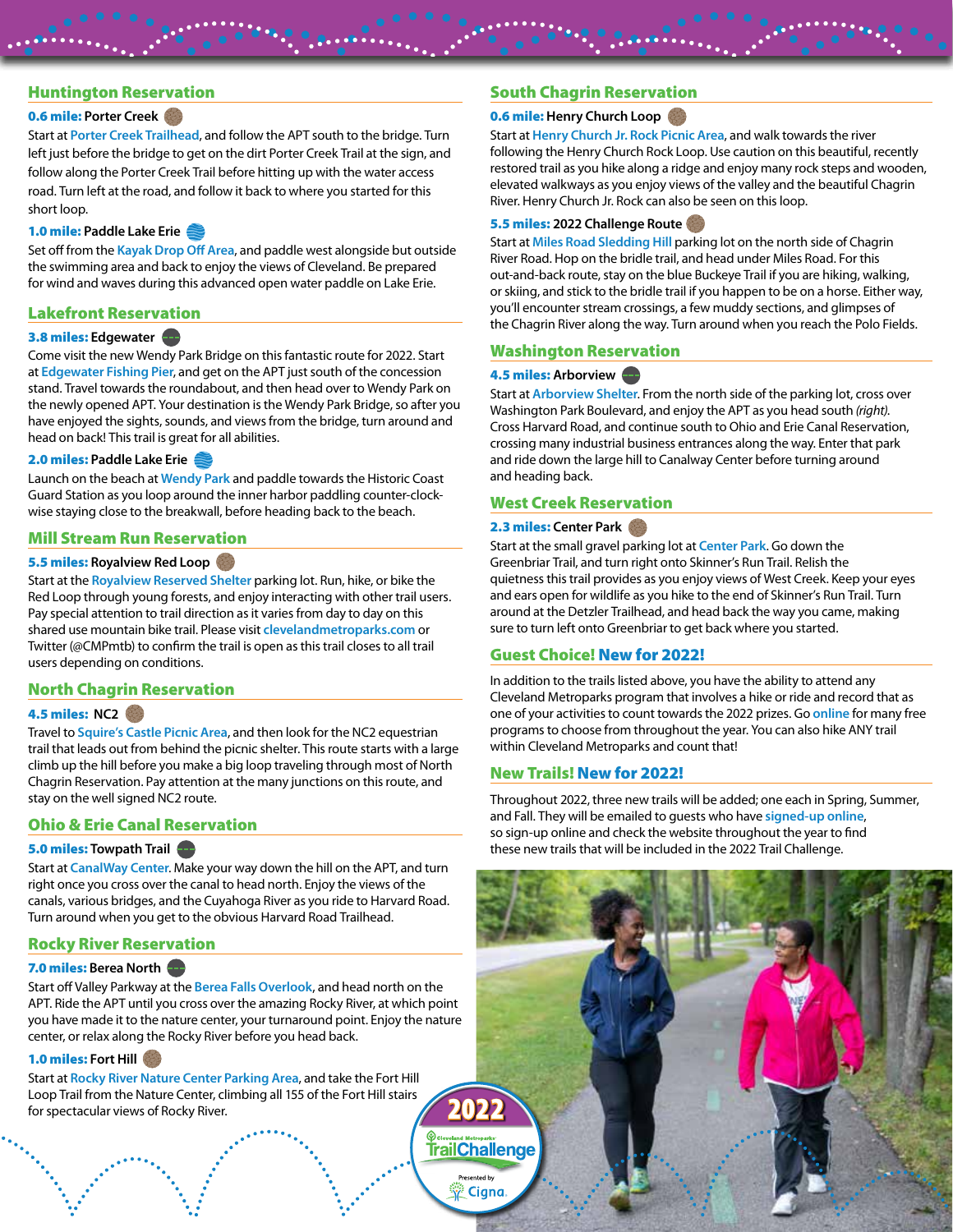## Huntington Reservation

**0.6 mile:** Porter Creek

Start at Porter Creek Trailhead, and follow the APT south to the bridge. Turn left just before the bridge to get on the dirt Porter Creek Trail at the sign, and follow along the Porter Creek Trail before hitting up with the water access road. Turn left at the road, and follow it back to where you started for this short loop.

**1.0 mile:** Paddle Lake Erie

Set off from the Kayak Drop Off Area, and paddle west alongside but outside the swimming area and back to enjoy the views of Cleveland. Be prepared for wind and waves during this advanced open water paddle on Lake Erie.

## Lakefront Reservation

**3.8 miles:** Edgewater

Come visit the new Wendy Park Bridge on this fantastic route for 2022. Start at Edgewater Fishing Pier, and get on the APT just south of the concession stand. Travel towards the roundabout, and then head over to Wendy Park on the newly opened APT. Your destination is the Wendy Park Bridge, so after you have enjoyed the sights, sounds, and views from the bridge, turn around and head on back! This trail is great for all abilities.

**2.0 miles:** Paddle Lake Erie

Launch on the beach at Wendy Park and paddle towards the Historic Coast Guard Station as you loop around the inner harbor paddling counter-clock-wise staying close to the breakwall, before heading back to the beach.

## Mill Stream Run Reservation

**5.5 miles:** Royalview Red Loop

Start at the Royalview Reserved Shelter parking lot. Run, hike, or bike the Red Loop through young forests, and enjoy interacting with other trail users. Pay special attention to trail direction as it varies from day to day on this shared use mountain bike trail. Please visit clevelandmetroparks.com or Twitter (@CMPmtb) to confirm the trail is open as this trail closes to all trail users depending on conditions.

## North Chagrin Reservation

**4.5 miles:** NC2

Travel to Squire's Castle Picnic Area, and then look for the NC2 equestrian trail that leads out from behind the picnic shelter. This route starts with a large climb up the hill before you make a big loop traveling through most of North Chagrin Reservation. Pay attention at the many junctions on this route, and stay on the well signed NC2 route.

## Ohio & Erie Canal Reservation

**5.0 miles:** Towpath Trail

Start at CanalWay Center. Make your way down the hill on the APT, and turn right once you cross over the canal to head north. Enjoy the views of the canals, various bridges, and the Cuyahoga River as you ride to Harvard Road. Turn around when you get to the obvious Harvard Road Trailhead.

## Rocky River Reservation

**7.0 miles:** Berea North

Start off Valley Parkway at the Berea Falls Overlook, and head north on the APT. Ride the APT until you cross over the amazing Rocky River, at which point you have made it to the nature center, your turnaround point. Enjoy the nature center, or relax along the Rocky River before you head back.

**1.0 mile:** Fort Hill

Start at Rocky River Nature Center Parking Area, and take the Fort Hill Loop Trail from the Nature Center, climbing all 155 of the Fort Hill stairs for spectacular views of Rocky River.

## South Chagrin Reservation

**0.6 mile:** Henry Church Loop

Start at Henry Church Jr. Rock Picnic Area, and walk towards the river following the Henry Church Rock Loop. Use caution on this beautiful, recently restored trail as you hike along a ridge and enjoy many rock steps and wooden, elevated walkways as you enjoy views of the valley and the beautiful Chagrin River. Henry Church Jr. Rock can also be seen on this loop.

**5.5 miles:** 2022 Challenge Route

Start at Miles Road Sledding Hill parking lot on the north side of Chagrin River Road. Hop on the bridle trail, and head under Miles Road. For this out-and-back route, stay on the blue Buckeye Trail if you are hiking, walking, or skiing, and stick to the bridle trail if you happen to be on a horse. Either way, you'll encounter stream crossings, a few muddy sections, and glimpses of the Chagrin River along the way. Turn around when you reach the Polo Fields.

## Washington Reservation

**4.5 miles:** Arborview

Start at Arborview Shelter. From the north side of the parking lot, cross over Washington Park Boulevard, and enjoy the APT as you head south *(right)*. Cross Harvard Road, and continue south to Ohio and Erie Canal Reservation, crossing many industrial business entrances along the way. Enter that park and ride down the large hill to Canalway Center before turning around and heading back.

## West Creek Reservation

**2.3 miles:** Center Park

Start at the small gravel parking lot at Center Park. Go down the Greenbriar Trail, and turn right onto Skinner's Run Trail. Relish the quietness this trail provides as you enjoy views of West Creek. Keep your eyes and ears open for wildlife as you hike to the end of Skinner's Run Trail. Turn around at the Detzler Trailhead, and head back the way you came, making sure to turn left onto Greenbriar to get back where you started.

## Guest Choice! New for 2022!

In addition to the trails listed above, you have the ability to attend any Cleveland Metroparks program that involves a hike or ride and record that as one of your activities to count towards the 2022 prizes. Go online for many free programs to choose from throughout the year. You can also hike ANY trail within Cleveland Metroparks and count that!

## New Trails! New for 2022!

Throughout 2022, three new trails will be added; one each in Spring, Summer, and Fall. They will be emailed to guests who have signed-up online, so sign-up online and check the website throughout the year to find these new trails that will be included in the 2022 Trail Challenge.

2022 Cleveland Metroparks TrailChallenge Presented by Cigna.